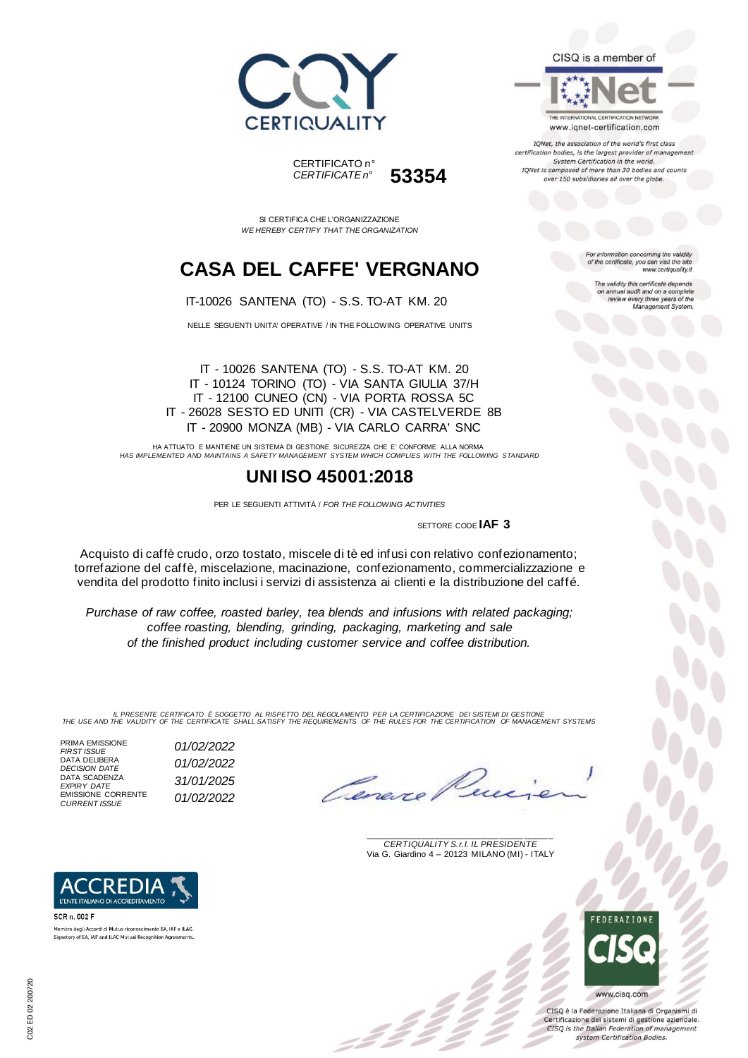CERTIQUALITY

CERTIFICATO n°
*CERTIFICATE n°* **53354**

SI CERTIFICA CHE L'ORGANIZZAZIONE
*WE HEREBY CERTIFY THAT THE ORGANIZATION*

# CASA DEL CAFFE' VERGNANO

IT-10026 SANTENA (TO) - S.S. TO-AT KM. 20

NELLE SEGUENTI UNITA' OPERATIVE / IN THE FOLLOWING OPERATIVE UNITS

IT - 10026 SANTENA (TO) - S.S. TO-AT KM. 20
IT - 10124 TORINO (TO) - VIA SANTA GIULIA 37/H
IT - 12100 CUNEO (CN) - VIA PORTA ROSSA 5C
IT - 26028 SESTO ED UNITI (CR) - VIA CASTELVERDE 8B
IT - 20900 MONZA (MB) - VIA CARLO CARRA' SNC

HA ATTUATO E MANTIENE UN SISTEMA DI GESTIONE SICUREZZA CHE E' CONFORME ALLA NORMA
*HAS IMPLEMENTED AND MAINTAINS A SAFETY MANAGEMENT SYSTEM WHICH COMPLIES WITH THE FOLLOWING STANDARD*

## UNI ISO 45001:2018

PER LE SEGUENTI ATTIVITÀ / *FOR THE FOLLOWING ACTIVITIES*

SETTORE CODE **IAF 3**

Acquisto di caffè crudo, orzo tostato, miscele di tè ed infusi con relativo confezionamento; torrefazione del caffè, miscelazione, macinazione, confezionamento, commercializzazione e vendita del prodotto finito inclusi i servizi di assistenza ai clienti e la distribuzione del caffé.

*Purchase of raw coffee, roasted barley, tea blends and infusions with related packaging; coffee roasting, blending, grinding, packaging, marketing and sale of the finished product including customer service and coffee distribution.*

*IL PRESENTE CERTIFICATO È SOGGETTO AL RISPETTO DEL REGOLAMENTO PER LA CERTIFICAZIONE DEI SISTEMI DI GESTIONE*
*THE USE AND THE VALIDITY OF THE CERTIFICATE SHALL SATISFY THE REQUIREMENTS OF THE RULES FOR THE CERTIFICATION OF MANAGEMENT SYSTEMS*

| | |
|---|---|
| PRIMA EMISSIONE *FIRST ISSUE* | *01/02/2022* |
| DATA DELIBERA *DECISION DATE* | *01/02/2022* |
| DATA SCADENZA *EXPIRY DATE* | *31/01/2025* |
| EMISSIONE CORRENTE *CURRENT ISSUE* | *01/02/2022* |

*CERTIQUALITY S.r.l. IL PRESIDENTE*
Via G. Giardino 4 – 20123 MILANO (MI) - ITALY

CISQ is a member of IQNet
THE INTERNATIONAL CERTIFICATION NETWORK
www.iqnet-certification.com

*IQNet, the association of the world's first class certification bodies, is the largest provider of management System Certification in the world. IQNet is composed of more than 30 bodies and counts over 150 subsidiaries all over the globe.*

*For information concerning the validity of the certificate, you can visit the site www.certiquality.it*

*The validity this certificate depends on annual audit and on a complete review every three years of the Management System.*

ACCREDIA
L'ENTE ITALIANO DI ACCREDITAMENTO
SCR n. 002 F
Membro degli Accordi di Mutuo riconoscimento EA, IAF e ILAC.
Signatory of EA, IAF and ILAC Mutual Recognition Agreements.

FEDERAZIONE CISQ
www.cisq.com

CISQ è la Federazione Italiana di Organismi di Certificazione dei sistemi di gestione aziendale.
*CISQ is the Italian Federation of management system Certification Bodies.*

C02 ED 02 200720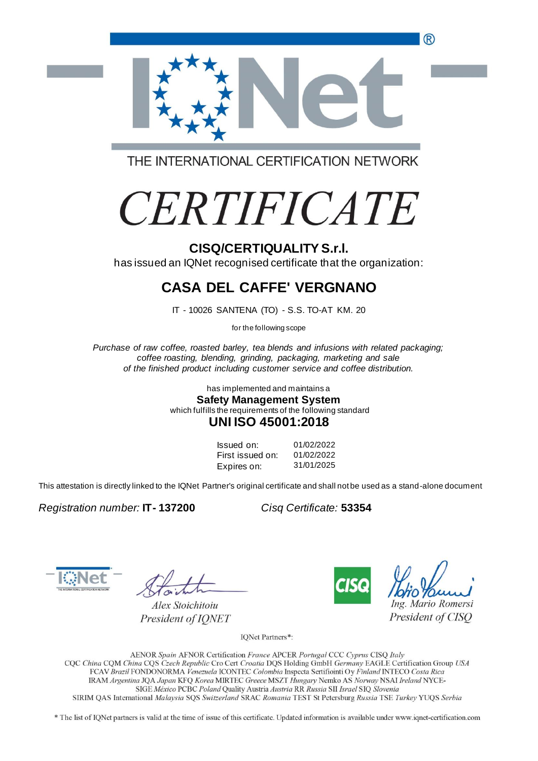THE INTERNATIONAL CERTIFICATION NETWORK

# CERTIFICATE

## CISQ/CERTIQUALITY S.r.l.

has issued an IQNet recognised certificate that the organization:

## CASA DEL CAFFE' VERGNANO

IT - 10026 SANTENA (TO) - S.S. TO-AT KM. 20

for the following scope

*Purchase of raw coffee, roasted barley, tea blends and infusions with related packaging; coffee roasting, blending, grinding, packaging, marketing and sale of the finished product including customer service and coffee distribution.*

has implemented and maintains a

**Safety Management System**

which fulfills the requirements of the following standard

**UNI ISO 45001:2018**

| | |
|---|---|
| Issued on: | 01/02/2022 |
| First issued on: | 01/02/2022 |
| Expires on: | 31/01/2025 |

This attestation is directly linked to the IQNet Partner's original certificate and shall not be used as a stand-alone document

*Registration number:* **IT - 137200** *Cisq Certificate:* **53354**

Alex Stoichitoiu
*President of IQNET*

Ing. Mario Romersi
*President of CISQ*

IQNet Partners*:

AENOR *Spain* AFNOR Certification *France* APCER *Portugal* CCC *Cyprus* CISQ *Italy*
CQC *China* CQM *China* CQS *Czech Republic* Cro Cert *Croatia* DQS Holding GmbH *Germany* EAGLE Certification Group *USA*
FCAV *Brazil* FONDONORMA *Venezuela* ICONTEC *Colombia* Inspecta Sertifiointi Oy *Finland* INTECO *Costa Rica*
IRAM *Argentina* JQA *Japan* KFQ *Korea* MIRTEC *Greece* MSZT *Hungary* Nemko AS *Norway* NSAI *Ireland* NYCE-SIGE *México* PCBC *Poland* Quality Austria *Austria* RR *Russia* SII *Israel* SIQ *Slovenia*
SIRIM QAS International *Malaysia* SQS *Switzerland* SRAC *Romania* TEST St Petersburg *Russia* TSE *Turkey* YUQS *Serbia*

* The list of IQNet partners is valid at the time of issue of this certificate. Updated information is available under www.iqnet-certification.com